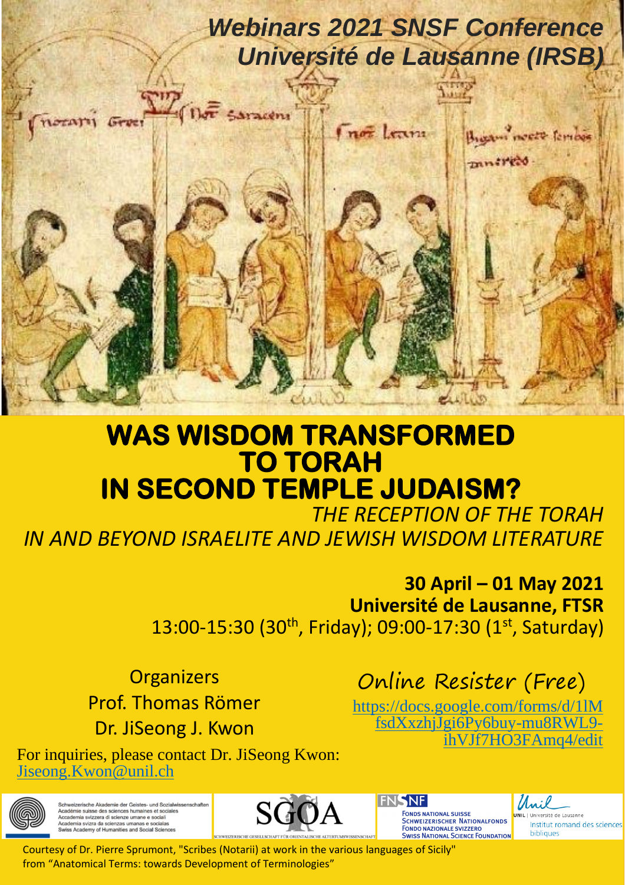*Webinars 2021 SNSF Conference*
*Université de Lausanne (IRSB)*

# WAS WISDOM TRANSFORMED TO TORAH IN SECOND TEMPLE JUDAISM?

*THE RECEPTION OF THE TORAH IN AND BEYOND ISRAELITE AND JEWISH WISDOM LITERATURE*

**30 April – 01 May 2021**
**Université de Lausanne, FTSR**
13:00-15:30 (30th, Friday); 09:00-17:30 (1st, Saturday)

Organizers
Prof. Thomas Römer
Dr. JiSeong J. Kwon

Online Resister (Free)
https://docs.google.com/forms/d/1lMfsdXxzhjJgi6Py6buy-mu8RWL9-ihVJf7HO3FAmq4/edit

For inquiries, please contact Dr. JiSeong Kwon: Jiseong.Kwon@unil.ch

Schweizerische Akademie der Geistes- und Sozialwissenschaften
Académie suisse des sciences humaines et sociales
Accademia svizzera di scienze umane e sociali
Academia svizra da scienzas umanas e socialas
Swiss Academy of Humanities and Social Sciences

SGOA
Schweizerische Gesellschaft für orientalische Altertumswissenschaft

FNSNF
Fonds national suisse
Schweizerischer Nationalfonds
Fondo nazionale svizzero
Swiss National Science Foundation

Unil | Université de Lausanne
Institut romand des sciences bibliques

Courtesy of Dr. Pierre Sprumont, "Scribes (Notarii) at work in the various languages of Sicily" from "Anatomical Terms: towards Development of Terminologies"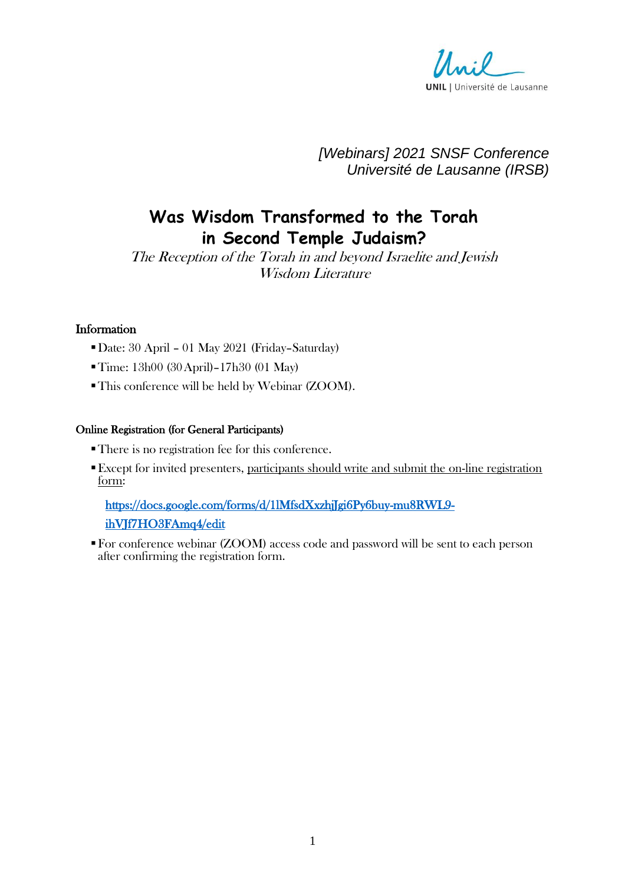UNIL | Université de Lausanne

*[Webinars] 2021 SNSF Conference*
*Université de Lausanne (IRSB)*

# Was Wisdom Transformed to the Torah in Second Temple Judaism?

*The Reception of the Torah in and beyond Israelite and Jewish Wisdom Literature*

## Information

- Date: 30 April – 01 May 2021 (Friday–Saturday)
- Time: 13h00 (30 April)–17h30 (01 May)
- This conference will be held by Webinar (ZOOM).

## Online Registration (for General Participants)

- There is no registration fee for this conference.
- Except for invited presenters, participants should write and submit the on-line registration form:

  https://docs.google.com/forms/d/1lMfsdXxzhjJgi6Py6buy-mu8RWL9-ihVJf7HO3FAmq4/edit

- For conference webinar (ZOOM) access code and password will be sent to each person after confirming the registration form.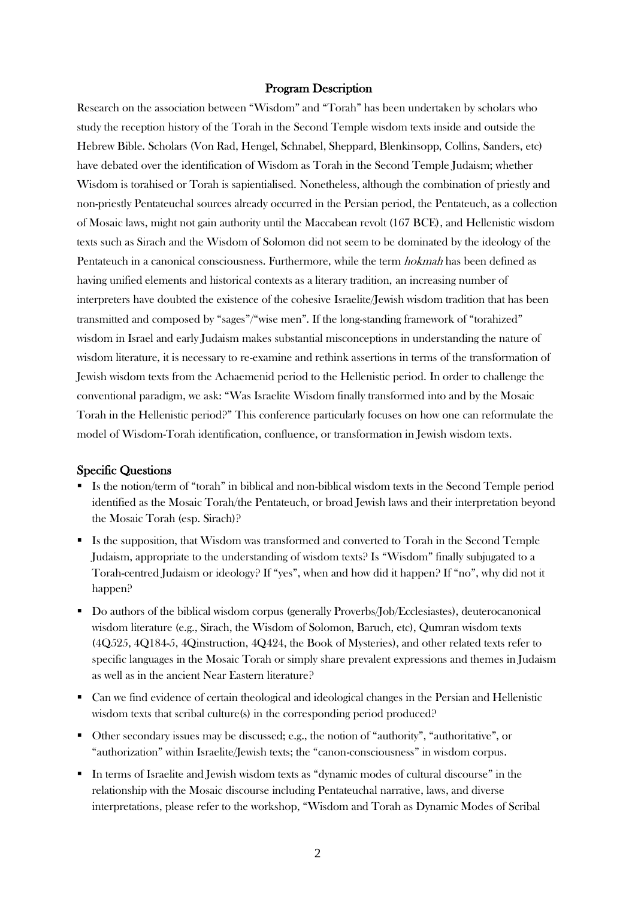## Program Description

Research on the association between "Wisdom" and "Torah" has been undertaken by scholars who study the reception history of the Torah in the Second Temple wisdom texts inside and outside the Hebrew Bible. Scholars (Von Rad, Hengel, Schnabel, Sheppard, Blenkinsopp, Collins, Sanders, etc) have debated over the identification of Wisdom as Torah in the Second Temple Judaism; whether Wisdom is torahised or Torah is sapientialised. Nonetheless, although the combination of priestly and non-priestly Pentateuchal sources already occurred in the Persian period, the Pentateuch, as a collection of Mosaic laws, might not gain authority until the Maccabean revolt (167 BCE), and Hellenistic wisdom texts such as Sirach and the Wisdom of Solomon did not seem to be dominated by the ideology of the Pentateuch in a canonical consciousness. Furthermore, while the term *hokmah* has been defined as having unified elements and historical contexts as a literary tradition, an increasing number of interpreters have doubted the existence of the cohesive Israelite/Jewish wisdom tradition that has been transmitted and composed by "sages"/"wise men". If the long-standing framework of "torahized" wisdom in Israel and early Judaism makes substantial misconceptions in understanding the nature of wisdom literature, it is necessary to re-examine and rethink assertions in terms of the transformation of Jewish wisdom texts from the Achaemenid period to the Hellenistic period. In order to challenge the conventional paradigm, we ask: "Was Israelite Wisdom finally transformed into and by the Mosaic Torah in the Hellenistic period?" This conference particularly focuses on how one can reformulate the model of Wisdom-Torah identification, confluence, or transformation in Jewish wisdom texts.

## Specific Questions

- Is the notion/term of "torah" in biblical and non-biblical wisdom texts in the Second Temple period identified as the Mosaic Torah/the Pentateuch, or broad Jewish laws and their interpretation beyond the Mosaic Torah (esp. Sirach)?
- Is the supposition, that Wisdom was transformed and converted to Torah in the Second Temple Judaism, appropriate to the understanding of wisdom texts? Is "Wisdom" finally subjugated to a Torah-centred Judaism or ideology? If "yes", when and how did it happen? If "no", why did not it happen?
- Do authors of the biblical wisdom corpus (generally Proverbs/Job/Ecclesiastes), deuterocanonical wisdom literature (e.g., Sirach, the Wisdom of Solomon, Baruch, etc), Qumran wisdom texts (4Q525, 4Q184-5, 4Qinstruction, 4Q424, the Book of Mysteries), and other related texts refer to specific languages in the Mosaic Torah or simply share prevalent expressions and themes in Judaism as well as in the ancient Near Eastern literature?
- Can we find evidence of certain theological and ideological changes in the Persian and Hellenistic wisdom texts that scribal culture(s) in the corresponding period produced?
- Other secondary issues may be discussed; e.g., the notion of "authority", "authoritative", or "authorization" within Israelite/Jewish texts; the "canon-consciousness" in wisdom corpus.
- In terms of Israelite and Jewish wisdom texts as "dynamic modes of cultural discourse" in the relationship with the Mosaic discourse including Pentateuchal narrative, laws, and diverse interpretations, please refer to the workshop, "Wisdom and Torah as Dynamic Modes of Scribal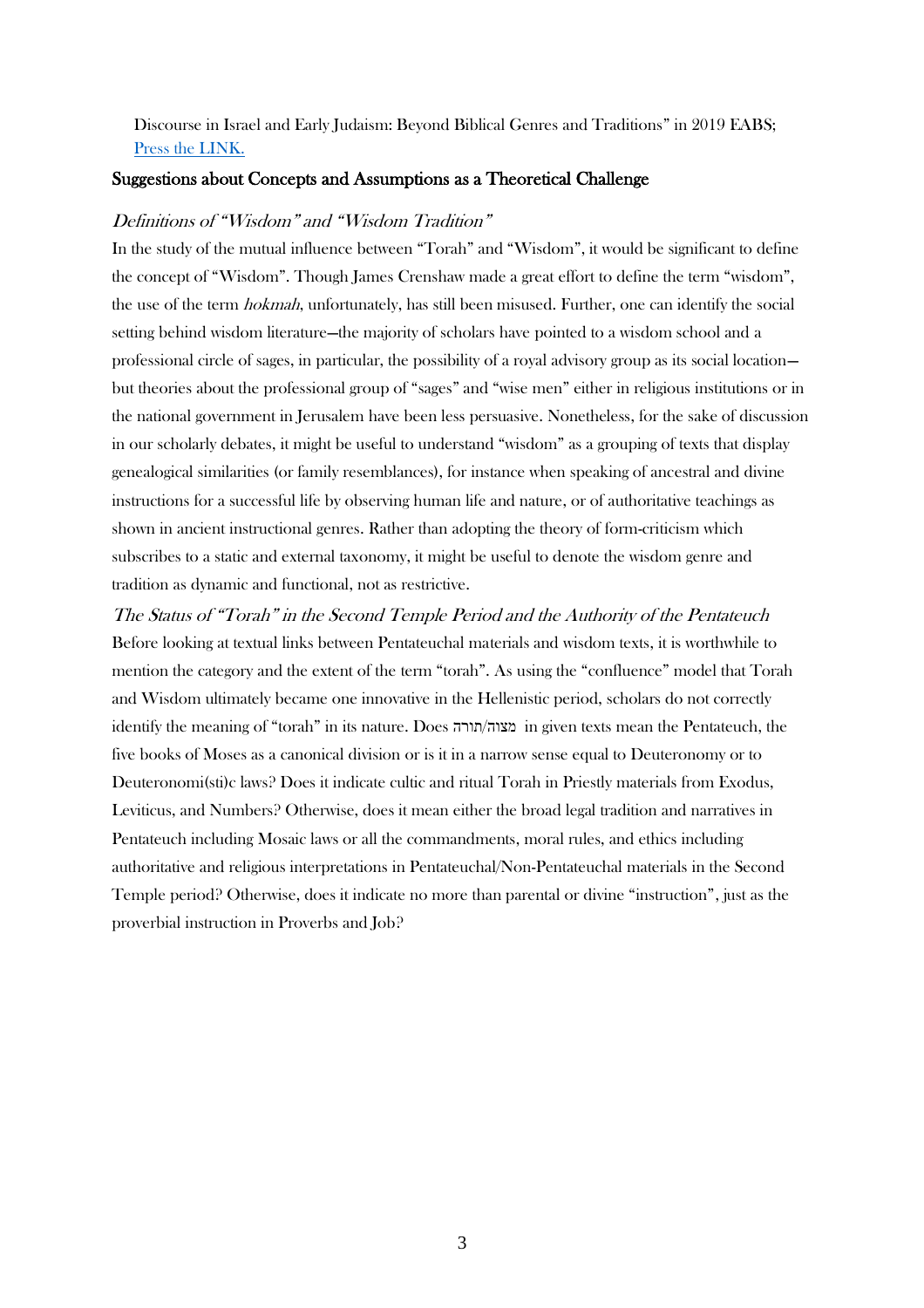Discourse in Israel and Early Judaism: Beyond Biblical Genres and Traditions" in 2019 EABS; [Press the LINK.]

## Suggestions about Concepts and Assumptions as a Theoretical Challenge

### *Definitions of "Wisdom" and "Wisdom Tradition"*

In the study of the mutual influence between "Torah" and "Wisdom", it would be significant to define the concept of "Wisdom". Though James Crenshaw made a great effort to define the term "wisdom", the use of the term *hokmah*, unfortunately, has still been misused. Further, one can identify the social setting behind wisdom literature—the majority of scholars have pointed to a wisdom school and a professional circle of sages, in particular, the possibility of a royal advisory group as its social location—but theories about the professional group of "sages" and "wise men" either in religious institutions or in the national government in Jerusalem have been less persuasive. Nonetheless, for the sake of discussion in our scholarly debates, it might be useful to understand "wisdom" as a grouping of texts that display genealogical similarities (or family resemblances), for instance when speaking of ancestral and divine instructions for a successful life by observing human life and nature, or of authoritative teachings as shown in ancient instructional genres. Rather than adopting the theory of form-criticism which subscribes to a static and external taxonomy, it might be useful to denote the wisdom genre and tradition as dynamic and functional, not as restrictive.

### *The Status of "Torah" in the Second Temple Period and the Authority of the Pentateuch*

Before looking at textual links between Pentateuchal materials and wisdom texts, it is worthwhile to mention the category and the extent of the term "torah". As using the "confluence" model that Torah and Wisdom ultimately became one innovative in the Hellenistic period, scholars do not correctly identify the meaning of "torah" in its nature. Does תורה/מצוה in given texts mean the Pentateuch, the five books of Moses as a canonical division or is it in a narrow sense equal to Deuteronomy or to Deuteronomi(sti)c laws? Does it indicate cultic and ritual Torah in Priestly materials from Exodus, Leviticus, and Numbers? Otherwise, does it mean either the broad legal tradition and narratives in Pentateuch including Mosaic laws or all the commandments, moral rules, and ethics including authoritative and religious interpretations in Pentateuchal/Non-Pentateuchal materials in the Second Temple period? Otherwise, does it indicate no more than parental or divine "instruction", just as the proverbial instruction in Proverbs and Job?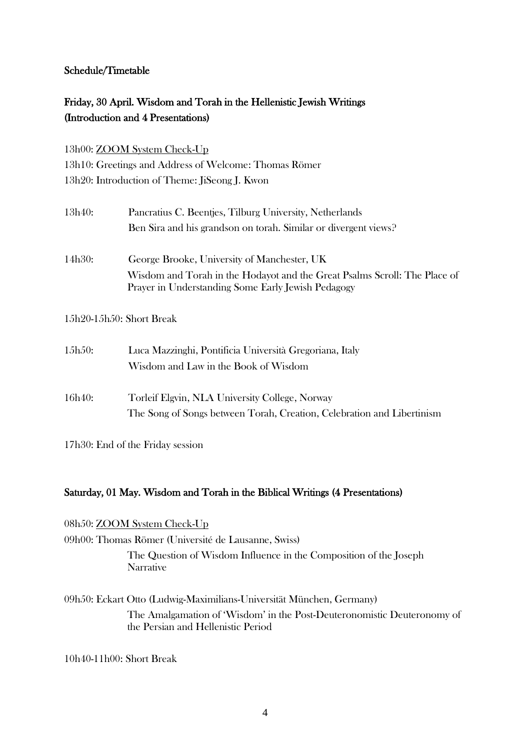**Schedule/Timetable**

**Friday, 30 April. Wisdom and Torah in the Hellenistic Jewish Writings (Introduction and 4 Presentations)**

13h00: ZOOM System Check-Up
13h10: Greetings and Address of Welcome: Thomas Römer
13h20: Introduction of Theme: JiSeong J. Kwon

13h40: Pancratius C. Beentjes, Tilburg University, Netherlands
Ben Sira and his grandson on torah. Similar or divergent views?

14h30: George Brooke, University of Manchester, UK
Wisdom and Torah in the Hodayot and the Great Psalms Scroll: The Place of Prayer in Understanding Some Early Jewish Pedagogy

15h20-15h50: Short Break

15h50: Luca Mazzinghi, Pontificia Università Gregoriana, Italy
Wisdom and Law in the Book of Wisdom

16h40: Torleif Elgvin, NLA University College, Norway
The Song of Songs between Torah, Creation, Celebration and Libertinism

17h30: End of the Friday session

**Saturday, 01 May. Wisdom and Torah in the Biblical Writings (4 Presentations)**

08h50: ZOOM System Check-Up
09h00: Thomas Römer (Université de Lausanne, Swiss)
The Question of Wisdom Influence in the Composition of the Joseph Narrative

09h50: Eckart Otto (Ludwig-Maximilians-Universität München, Germany)
The Amalgamation of 'Wisdom' in the Post-Deuteronomistic Deuteronomy of the Persian and Hellenistic Period

10h40-11h00: Short Break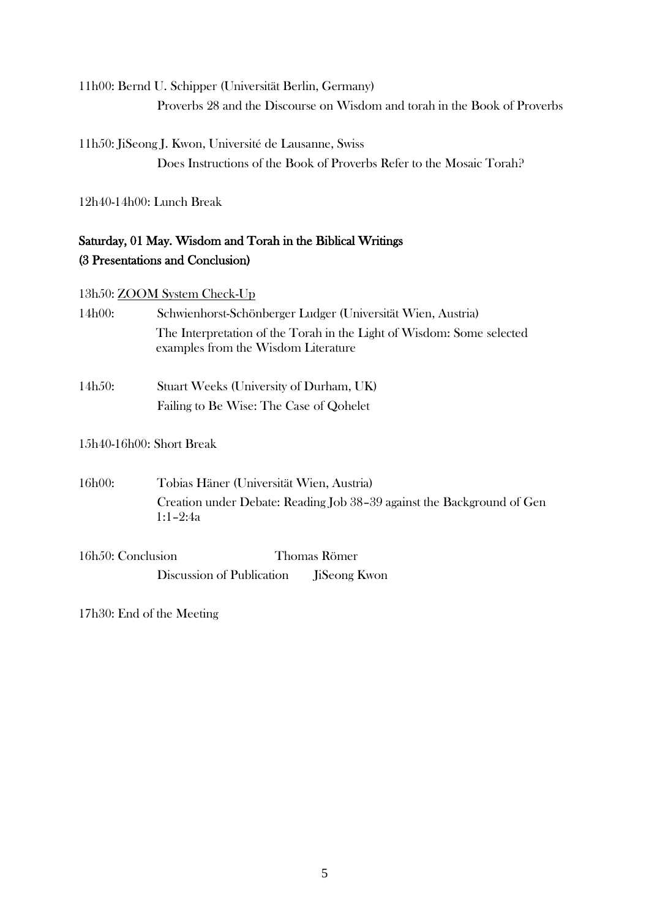11h00: Bernd U. Schipper (Universität Berlin, Germany)

Proverbs 28 and the Discourse on Wisdom and torah in the Book of Proverbs

11h50: JiSeong J. Kwon, Université de Lausanne, Swiss

Does Instructions of the Book of Proverbs Refer to the Mosaic Torah?

12h40-14h00: Lunch Break

## Saturday, 01 May. Wisdom and Torah in the Biblical Writings (3 Presentations and Conclusion)

13h50: ZOOM System Check-Up

14h00: Schwienhorst-Schönberger Ludger (Universität Wien, Austria)

The Interpretation of the Torah in the Light of Wisdom: Some selected examples from the Wisdom Literature

14h50: Stuart Weeks (University of Durham, UK)

Failing to Be Wise: The Case of Qohelet

15h40-16h00: Short Break

16h00: Tobias Häner (Universität Wien, Austria)

Creation under Debate: Reading Job 38–39 against the Background of Gen 1:1–2:4a

16h50: Conclusion — Thomas Römer

Discussion of Publication — JiSeong Kwon

17h30: End of the Meeting